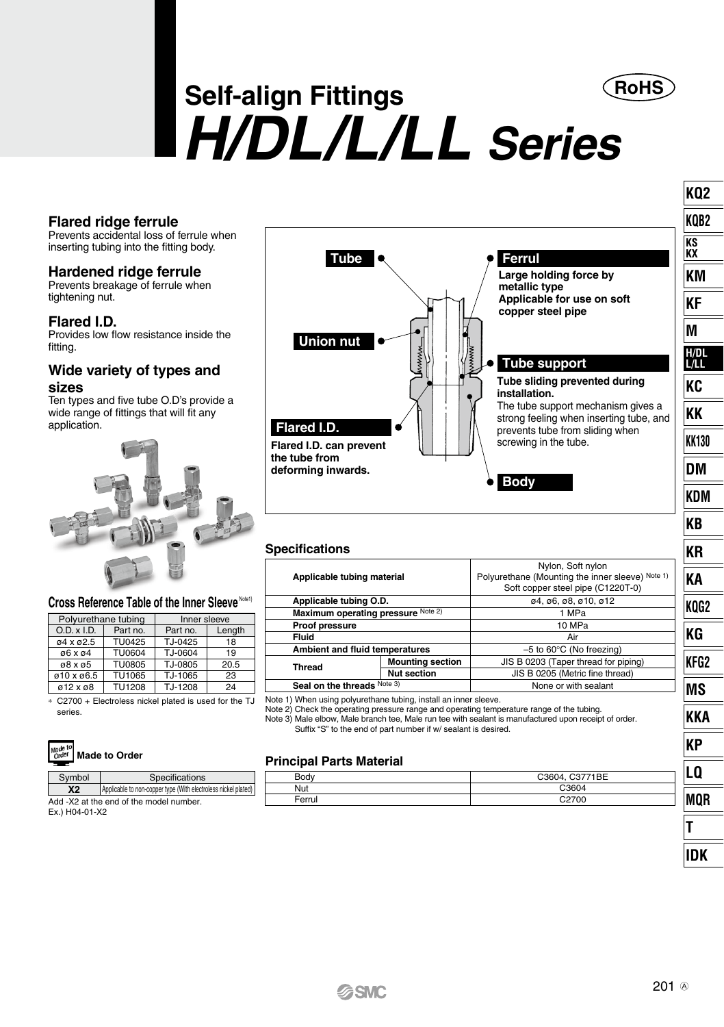# Self-align Fittings

# H/DL/L/LL Series

RoHS

### Flared ridge ferrule
Prevents accidental loss of ferrule when inserting tubing into the fitting body.

### Hardened ridge ferrule
Prevents breakage of ferrule when tightening nut.

### Flared I.D.
Provides low flow resistance inside the fitting.

### Wide variety of types and sizes
Ten types and five tube O.D's provide a wide range of fittings that will fit any application.

**Tube**

**Union nut**

**Flared I.D.**
**Flared I.D. can prevent the tube from deforming inwards.**

**Ferrul**
**Large holding force by metallic type**
**Applicable for use on soft copper steel pipe**

**Tube support**
**Tube sliding prevented during installation.**
The tube support mechanism gives a strong feeling when inserting tube, and prevents tube from sliding when screwing in the tube.

**Body**

### Cross Reference Table of the Inner Sleeve Note1)

| Polyurethane tubing | | Inner sleeve | |
|---|---|---|---|
| O.D. x I.D. | Part no. | Part no. | Length |
| ø4 x ø2.5 | TU0425 | TJ-0425 | 18 |
| ø6 x ø4 | TU0604 | TJ-0604 | 19 |
| ø8 x ø5 | TU0805 | TJ-0805 | 20.5 |
| ø10 x ø6.5 | TU1065 | TJ-1065 | 23 |
| ø12 x ø8 | TU1208 | TJ-1208 | 24 |

* C2700 + Electroless nickel plated is used for the TJ series.

### Made to Order

| Symbol | Specifications |
|---|---|
| X2 | Applicable to non-copper type (With electroless nickel plated) |

Add -X2 at the end of the model number.
Ex.) H04-01-X2

### Specifications

| | | |
|---|---|---|
| Applicable tubing material | | Nylon, Soft nylon<br>Polyurethane (Mounting the inner sleeve) Note 1)<br>Soft copper steel pipe (C1220T-0) |
| Applicable tubing O.D. | | ø4, ø6, ø8, ø10, ø12 |
| Maximum operating pressure Note 2) | | 1 MPa |
| Proof pressure | | 10 MPa |
| Fluid | | Air |
| Ambient and fluid temperatures | | –5 to 60°C (No freezing) |
| Thread | Mounting section | JIS B 0203 (Taper thread for piping) |
| | Nut section | JIS B 0205 (Metric fine thread) |
| Seal on the threads Note 3) | | None or with sealant |

Note 1) When using polyurethane tubing, install an inner sleeve.
Note 2) Check the operating pressure range and operating temperature range of the tubing.
Note 3) Male elbow, Male branch tee, Male run tee with sealant is manufactured upon receipt of order.
Suffix "S" to the end of part number if w/ sealant is desired.

### Principal Parts Material

| | |
|---|---|
| Body | C3604, C3771BE |
| Nut | C3604 |
| Ferrul | C2700 |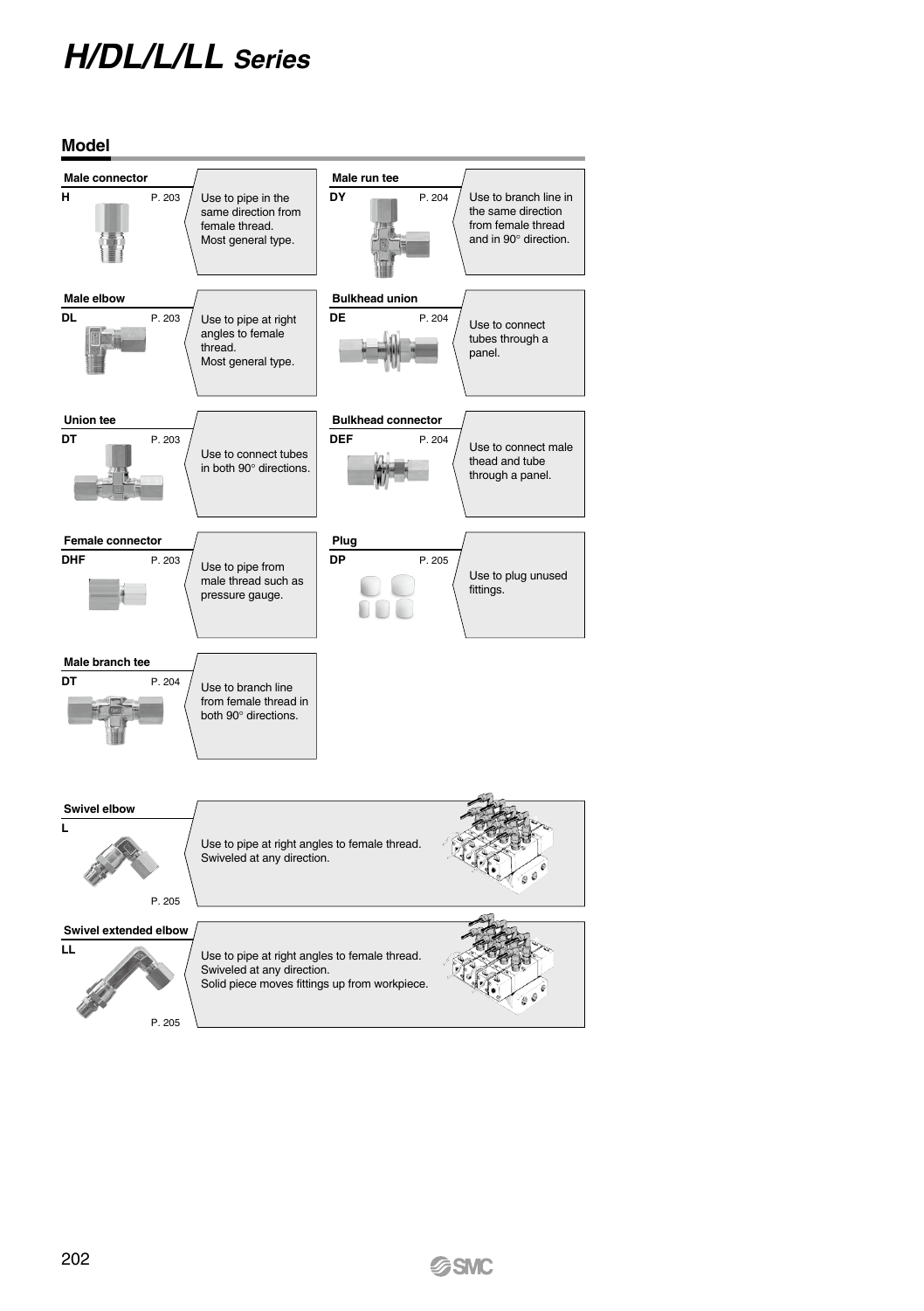# H/DL/L/LL Series

## Model

**Male connector**

**H** P. 203

Use to pipe in the same direction from female thread.
Most general type.

**Male elbow**

**DL** P. 203

Use to pipe at right angles to female thread.
Most general type.

**Union tee**

**DT** P. 203

Use to connect tubes in both 90° directions.

**Female connector**

**DHF** P. 203

Use to pipe from male thread such as pressure gauge.

**Male branch tee**

**DT** P. 204

Use to branch line from female thread in both 90° directions.

**Male run tee**

**DY** P. 204

Use to branch line in the same direction from female thread and in 90° direction.

**Bulkhead union**

**DE** P. 204

Use to connect tubes through a panel.

**Bulkhead connector**

**DEF** P. 204

Use to connect male thead and tube through a panel.

**Plug**

**DP** P. 205

Use to plug unused fittings.

**Swivel elbow**

**L**

P. 205

Use to pipe at right angles to female thread.
Swiveled at any direction.

**Swivel extended elbow**

**LL**

P. 205

Use to pipe at right angles to female thread.
Swiveled at any direction.
Solid piece moves fittings up from workpiece.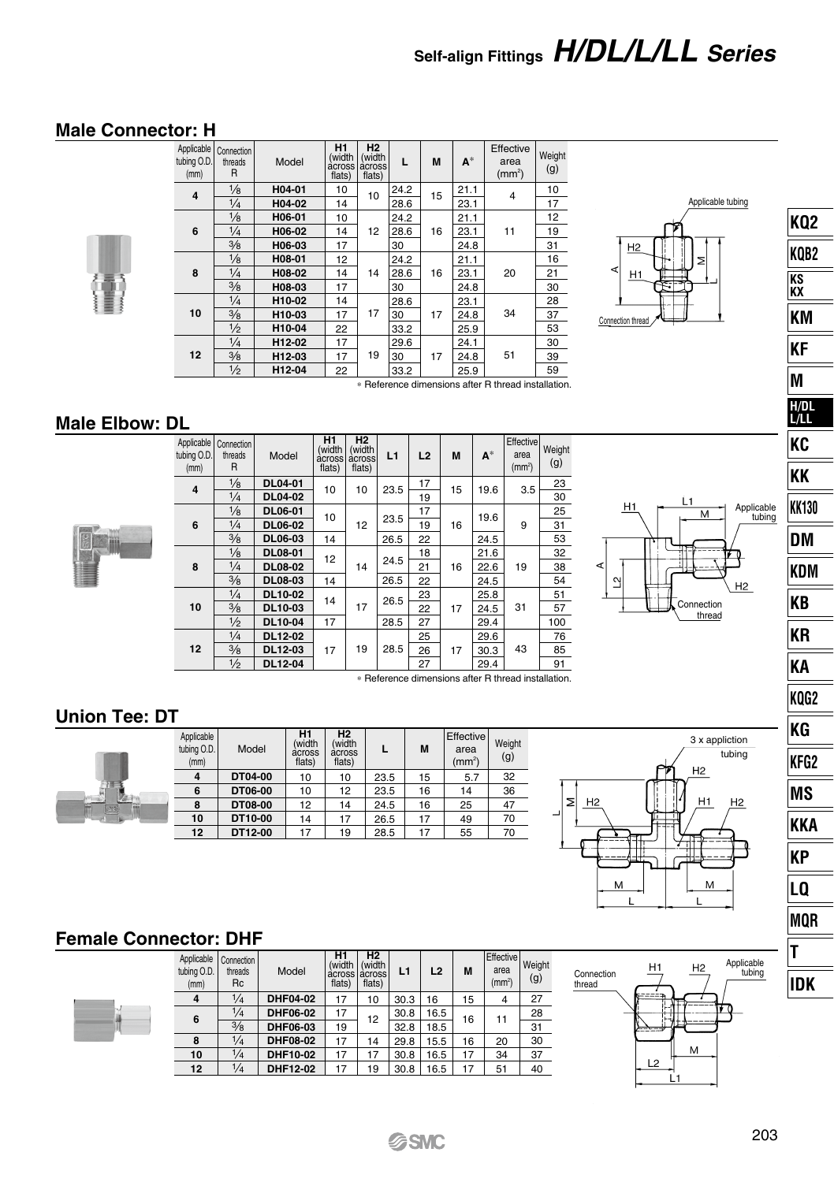# Self-align Fittings H/DL/L/LL Series

## Male Connector: H

| Applicable tubing O.D. (mm) | Connection threads R | Model | H1 (width across flats) | H2 (width across flats) | L | M | A* | Effective area (mm²) | Weight (g) |
|---|---|---|---|---|---|---|---|---|---|
| 4 | 1/8 | H04-01 | 10 | 10 | 24.2 | 15 | 21.1 | 4 | 10 |
| | 1/4 | H04-02 | 14 | | 28.6 | | 23.1 | | 17 |
| 6 | 1/8 | H06-01 | 10 | 12 | 24.2 | 16 | 21.1 | 11 | 12 |
| | 1/4 | H06-02 | 14 | | 28.6 | | 23.1 | | 19 |
| | 3/8 | H06-03 | 17 | | 30 | | 24.8 | | 31 |
| 8 | 1/8 | H08-01 | 12 | 14 | 24.2 | 16 | 21.1 | 20 | 16 |
| | 1/4 | H08-02 | 14 | | 28.6 | | 23.1 | | 21 |
| | 3/8 | H08-03 | 17 | | 30 | | 24.8 | | 30 |
| 10 | 1/4 | H10-02 | 14 | 17 | 28.6 | 17 | 23.1 | 34 | 28 |
| | 3/8 | H10-03 | 17 | | 30 | | 24.8 | | 37 |
| | 1/2 | H10-04 | 22 | | 33.2 | | 25.9 | | 53 |
| 12 | 1/4 | H12-02 | 17 | 19 | 29.6 | 17 | 24.1 | 51 | 30 |
| | 3/8 | H12-03 | 17 | | 30 | | 24.8 | | 39 |
| | 1/2 | H12-04 | 22 | | 33.2 | | 25.9 | | 59 |

\* Reference dimensions after R thread installation.

Applicable tubing, H2, H1, M, L, A, Connection thread

## Male Elbow: DL

| Applicable tubing O.D. (mm) | Connection threads R | Model | H1 (width across flats) | H2 (width across flats) | L1 | L2 | M | A* | Effective area (mm²) | Weight (g) |
|---|---|---|---|---|---|---|---|---|---|---|
| 4 | 1/8 | DL04-01 | 10 | 10 | 23.5 | 17 | 15 | 19.6 | 3.5 | 23 |
| | 1/4 | DL04-02 | | | | 19 | | | | 30 |
| 6 | 1/8 | DL06-01 | 10 | 12 | 23.5 | 17 | 16 | 19.6 | 9 | 25 |
| | 1/4 | DL06-02 | | | | 19 | | | | 31 |
| | 3/8 | DL06-03 | 14 | | 26.5 | 22 | | 24.5 | | 53 |
| 8 | 1/8 | DL08-01 | 12 | 14 | 24.5 | 18 | 16 | 21.6 | 19 | 32 |
| | 1/4 | DL08-02 | | | | 21 | | 22.6 | | 38 |
| | 3/8 | DL08-03 | 14 | | 26.5 | 22 | | 24.5 | | 54 |
| 10 | 1/4 | DL10-02 | 14 | 17 | 26.5 | 23 | 17 | 25.8 | 31 | 51 |
| | 3/8 | DL10-03 | | | | 22 | | 24.5 | | 57 |
| | 1/2 | DL10-04 | 17 | | 28.5 | 27 | | 29.4 | | 100 |
| 12 | 1/4 | DL12-02 | 17 | 19 | 28.5 | 25 | 17 | 29.6 | 43 | 76 |
| | 3/8 | DL12-03 | | | | 26 | | 30.3 | | 85 |
| | 1/2 | DL12-04 | | | | 27 | | 29.4 | | 91 |

\* Reference dimensions after R thread installation.

H1, L1, M, Applicable tubing, A, L2, H2, Connection thread

## Union Tee: DT

| Applicable tubing O.D. (mm) | Model | H1 (width across flats) | H2 (width across flats) | L | M | Effective area (mm²) | Weight (g) |
|---|---|---|---|---|---|---|---|
| 4 | DT04-00 | 10 | 10 | 23.5 | 15 | 5.7 | 32 |
| 6 | DT06-00 | 10 | 12 | 23.5 | 16 | 14 | 36 |
| 8 | DT08-00 | 12 | 14 | 24.5 | 16 | 25 | 47 |
| 10 | DT10-00 | 14 | 17 | 26.5 | 17 | 49 | 70 |
| 12 | DT12-00 | 17 | 19 | 28.5 | 17 | 55 | 70 |

3 x appliction tubing, H2, H1, M, L

## Female Connector: DHF

| Applicable tubing O.D. (mm) | Connection threads Rc | Model | H1 (width across flats) | H2 (width across flats) | L1 | L2 | M | Effective area (mm²) | Weight (g) |
|---|---|---|---|---|---|---|---|---|---|
| 4 | 1/4 | DHF04-02 | 17 | 10 | 30.3 | 16 | 15 | 4 | 27 |
| 6 | 1/4 | DHF06-02 | 17 | 12 | 30.8 | 16.5 | 16 | 11 | 28 |
| | 3/8 | DHF06-03 | 19 | | 32.8 | 18.5 | | | 31 |
| 8 | 1/4 | DHF08-02 | 17 | 14 | 29.8 | 15.5 | 16 | 20 | 30 |
| 10 | 1/4 | DHF10-02 | 17 | 17 | 30.8 | 16.5 | 17 | 34 | 37 |
| 12 | 1/4 | DHF12-02 | 17 | 19 | 30.8 | 16.5 | 17 | 51 | 40 |

Connection thread, H1, H2, Applicable tubing, M, L2, L1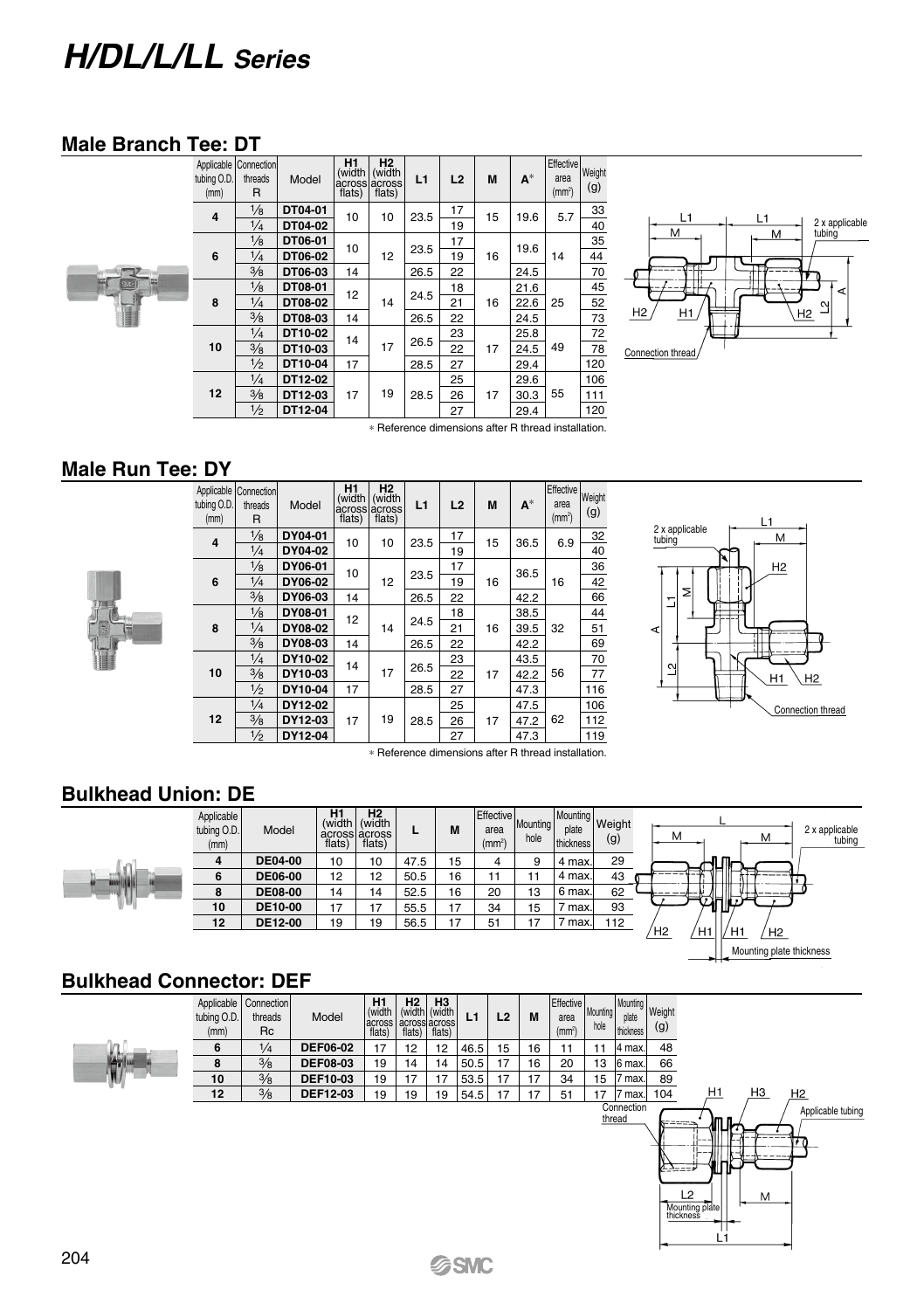# H/DL/L/LL Series

## Male Branch Tee: DT

| Applicable tubing O.D. (mm) | Connection threads R | Model | H1 (width across flats) | H2 (width across flats) | L1 | L2 | M | A* | Effective area (mm²) | Weight (g) |
|---|---|---|---|---|---|---|---|---|---|---|
| 4 | 1⁄8 | DT04-01 | 10 | 10 | 23.5 | 17 | 15 | 19.6 | 5.7 | 33 |
| | 1⁄4 | DT04-02 | | | | 19 | | | | 40 |
| 6 | 1⁄8 | DT06-01 | 10 | 12 | 23.5 | 17 | 16 | 19.6 | 14 | 35 |
| | 1⁄4 | DT06-02 | | | | 19 | | | | 44 |
| | 3⁄8 | DT06-03 | 14 | | 26.5 | 22 | | 24.5 | | 70 |
| 8 | 1⁄8 | DT08-01 | 12 | 14 | 24.5 | 18 | 16 | 21.6 | 25 | 45 |
| | 1⁄4 | DT08-02 | | | | 21 | | 22.6 | | 52 |
| | 3⁄8 | DT08-03 | 14 | | 26.5 | 22 | | 24.5 | | 73 |
| 10 | 1⁄4 | DT10-02 | 14 | 17 | 26.5 | 23 | 17 | 25.8 | 49 | 72 |
| | 3⁄8 | DT10-03 | | | | 22 | | 24.5 | | 78 |
| | 1⁄2 | DT10-04 | 17 | | 28.5 | 27 | | 29.4 | | 120 |
| 12 | 1⁄4 | DT12-02 | 17 | 19 | 28.5 | 25 | 17 | 29.6 | 55 | 106 |
| | 3⁄8 | DT12-03 | | | | 26 | | 30.3 | | 111 |
| | 1⁄2 | DT12-04 | | | | 27 | | 29.4 | | 120 |

* Reference dimensions after R thread installation.

## Male Run Tee: DY

| Applicable tubing O.D. (mm) | Connection threads R | Model | H1 (width across flats) | H2 (width across flats) | L1 | L2 | M | A* | Effective area (mm²) | Weight (g) |
|---|---|---|---|---|---|---|---|---|---|---|
| 4 | 1⁄8 | DY04-01 | 10 | 10 | 23.5 | 17 | 15 | 36.5 | 6.9 | 32 |
| | 1⁄4 | DY04-02 | | | | 19 | | | | 40 |
| 6 | 1⁄8 | DY06-01 | 10 | 12 | 23.5 | 17 | 16 | 36.5 | 16 | 36 |
| | 1⁄4 | DY06-02 | | | | 19 | | | | 42 |
| | 3⁄8 | DY06-03 | 14 | | 26.5 | 22 | | 42.2 | | 66 |
| 8 | 1⁄8 | DY08-01 | 12 | 14 | 24.5 | 18 | 16 | 38.5 | 32 | 44 |
| | 1⁄4 | DY08-02 | | | | 21 | | 39.5 | | 51 |
| | 3⁄8 | DY08-03 | 14 | | 26.5 | 22 | | 42.2 | | 69 |
| 10 | 1⁄4 | DY10-02 | 14 | 17 | 26.5 | 23 | 17 | 43.5 | 56 | 70 |
| | 3⁄8 | DY10-03 | | | | 22 | | 42.2 | | 77 |
| | 1⁄2 | DY10-04 | 17 | | 28.5 | 27 | | 47.3 | | 116 |
| 12 | 1⁄4 | DY12-02 | 17 | 19 | 28.5 | 25 | 17 | 47.5 | 62 | 106 |
| | 3⁄8 | DY12-03 | | | | 26 | | 47.2 | | 112 |
| | 1⁄2 | DY12-04 | | | | 27 | | 47.3 | | 119 |

* Reference dimensions after R thread installation.

## Bulkhead Union: DE

| Applicable tubing O.D. (mm) | Model | H1 (width across flats) | H2 (width across flats) | L | M | Effective area (mm²) | Mounting hole | Mounting plate thickness | Weight (g) |
|---|---|---|---|---|---|---|---|---|---|
| 4 | DE04-00 | 10 | 10 | 47.5 | 15 | 4 | 9 | 4 max. | 29 |
| 6 | DE06-00 | 12 | 12 | 50.5 | 16 | 11 | 11 | 4 max. | 43 |
| 8 | DE08-00 | 14 | 14 | 52.5 | 16 | 20 | 13 | 6 max. | 62 |
| 10 | DE10-00 | 17 | 17 | 55.5 | 17 | 34 | 15 | 7 max. | 93 |
| 12 | DE12-00 | 19 | 19 | 56.5 | 17 | 51 | 17 | 7 max. | 112 |

## Bulkhead Connector: DEF

| Applicable tubing O.D. (mm) | Connection threads Rc | Model | H1 (width across flats) | H2 (width across flats) | H3 (width across flats) | L1 | L2 | M | Effective area (mm²) | Mounting hole | Mounting plate thickness | Weight (g) |
|---|---|---|---|---|---|---|---|---|---|---|---|---|
| 6 | 1⁄4 | DEF06-02 | 17 | 12 | 12 | 46.5 | 15 | 16 | 11 | 11 | 4 max. | 48 |
| 8 | 3⁄8 | DEF08-03 | 19 | 14 | 14 | 50.5 | 17 | 16 | 20 | 13 | 6 max. | 66 |
| 10 | 3⁄8 | DEF10-03 | 19 | 17 | 17 | 53.5 | 17 | 17 | 34 | 15 | 7 max. | 89 |
| 12 | 3⁄8 | DEF12-03 | 19 | 19 | 19 | 54.5 | 17 | 17 | 51 | 17 | 7 max. | 104 |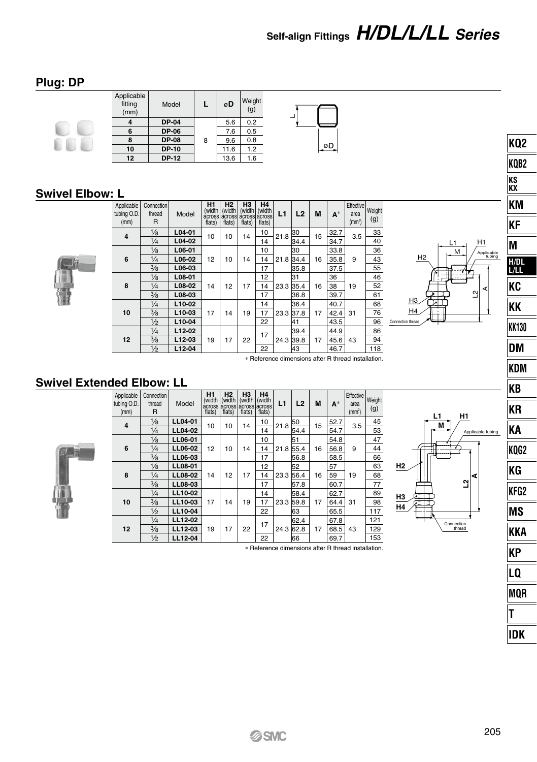# Self-align Fittings *H/DL/L/LL Series*

## Plug: DP

| Applicable fitting (mm) | Model | L | øD | Weight (g) |
|---|---|---|---|---|
| 4 | DP-04 | 8 | 5.6 | 0.2 |
| 6 | DP-06 | | 7.6 | 0.5 |
| 8 | DP-08 | | 9.6 | 0.8 |
| 10 | DP-10 | | 11.6 | 1.2 |
| 12 | DP-12 | | 13.6 | 1.6 |

## Swivel Elbow: L

| Applicable tubing O.D. (mm) | Connection thread R | Model | H1 (width across flats) | H2 (width across flats) | H3 (width across flats) | H4 (width across flats) | L1 | L2 | M | A* | Effective area (mm²) | Weight (g) |
|---|---|---|---|---|---|---|---|---|---|---|---|---|
| 4 | 1/8 | L04-01 | 10 | 10 | 14 | 10 | 21.8 | 30 | 15 | 32.7 | 3.5 | 33 |
| | 1/4 | L04-02 | | | | 14 | | 34.4 | | 34.7 | | 40 |
| 6 | 1/8 | L06-01 | 12 | 10 | 14 | 10 | 21.8 | 30 | 16 | 33.8 | 9 | 36 |
| | 1/4 | L06-02 | | | | 14 | | 34.4 | | 35.8 | | 43 |
| | 3/8 | L06-03 | | | | 17 | | 35.8 | | 37.5 | | 55 |
| 8 | 1/8 | L08-01 | 14 | 12 | 17 | 12 | 23.3 | 31 | 16 | 36 | 19 | 46 |
| | 1/4 | L08-02 | | | | 14 | | 35.4 | | 38 | | 52 |
| | 3/8 | L08-03 | | | | 17 | | 36.8 | | 39.7 | | 61 |
| 10 | 1/4 | L10-02 | 17 | 14 | 19 | 14 | 23.3 | 36.4 | 17 | 40.7 | 31 | 68 |
| | 3/8 | L10-03 | | | | 17 | | 37.8 | | 42.4 | | 76 |
| | 1/2 | L10-04 | | | | 22 | | 41 | | 43.5 | | 96 |
| 12 | 1/4 | L12-02 | 19 | 17 | 22 | 17 | 24.3 | 39.4 | 17 | 44.9 | 43 | 86 |
| | 3/8 | L12-03 | | | | | | 39.8 | | 45.6 | | 94 |
| | 1/2 | L12-04 | | | | 22 | | 43 | | 46.7 | | 118 |

* Reference dimensions after R thread installation.

## Swivel Extended Elbow: LL

| Applicable tubing O.D. (mm) | Connection thread R | Model | H1 (width across flats) | H2 (width across flats) | H3 (width across flats) | H4 (width across flats) | L1 | L2 | M | A* | Effective area (mm²) | Weight (g) |
|---|---|---|---|---|---|---|---|---|---|---|---|---|
| 4 | 1/8 | LL04-01 | 10 | 10 | 14 | 10 | 21.8 | 50 | 15 | 52.7 | 3.5 | 45 |
| | 1/4 | LL04-02 | | | | 14 | | 54.4 | | 54.7 | | 53 |
| 6 | 1/8 | LL06-01 | 12 | 10 | 14 | 10 | 21.8 | 51 | 16 | 54.8 | 9 | 47 |
| | 1/4 | LL06-02 | | | | 14 | | 55.4 | | 56.8 | | 44 |
| | 3/8 | LL06-03 | | | | 17 | | 56.8 | | 58.5 | | 66 |
| 8 | 1/8 | LL08-01 | 14 | 12 | 17 | 12 | 23.3 | 52 | 16 | 57 | 19 | 63 |
| | 1/4 | LL08-02 | | | | 14 | | 56.4 | | 59 | | 68 |
| | 3/8 | LL08-03 | | | | 17 | | 57.8 | | 60.7 | | 77 |
| 10 | 1/4 | LL10-02 | 17 | 14 | 19 | 14 | 23.3 | 58.4 | 17 | 62.7 | 31 | 89 |
| | 3/8 | LL10-03 | | | | 17 | | 59.8 | | 64.4 | | 98 |
| | 1/2 | LL10-04 | | | | 22 | | 63 | | 65.5 | | 117 |
| 12 | 1/4 | LL12-02 | 19 | 17 | 22 | 17 | 24.3 | 62.4 | 17 | 67.8 | 43 | 121 |
| | 3/8 | LL12-03 | | | | | | 62.8 | | 68.5 | | 129 |
| | 1/2 | LL12-04 | | | | 22 | | 66 | | 69.7 | | 153 |

* Reference dimensions after R thread installation.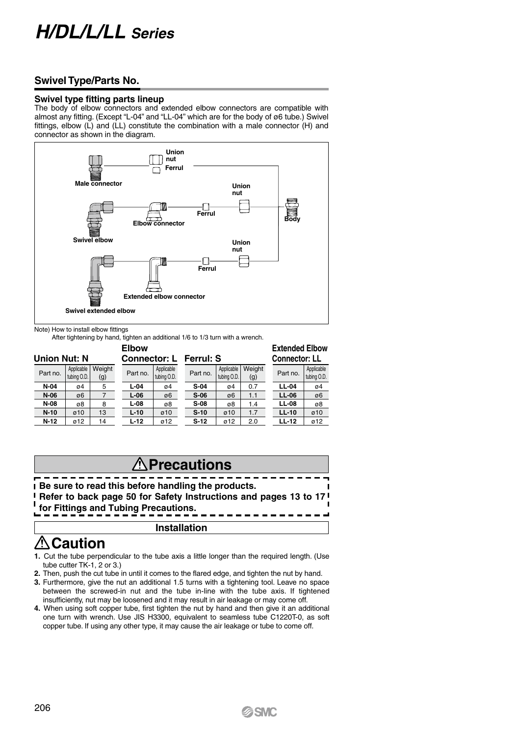# H/DL/L/LL Series

## Swivel Type/Parts No.

### Swivel type fitting parts lineup

The body of elbow connectors and extended elbow connectors are compatible with almost any fitting. (Except "L-04" and "LL-04" which are for the body of ø6 tube.) Swivel fittings, elbow (L) and (LL) constitute the combination with a male connector (H) and connector as shown in the diagram.

Union nut
Ferrul
Male connector
Union nut
Ferrul
Body
Elbow connector
Swivel elbow
Union nut
Ferrul
Extended elbow connector
Swivel extended elbow

Note) How to install elbow fittings
After tightening by hand, tighten an additional 1/6 to 1/3 turn with a wrench.

**Union Nut: N**

| Part no. | Applicable tubing O.D. | Weight (g) |
|---|---|---|
| N-04 | ø4 | 5 |
| N-06 | ø6 | 7 |
| N-08 | ø8 | 8 |
| N-10 | ø10 | 13 |
| N-12 | ø12 | 14 |

**Elbow Connector: L**

| Part no. | Applicable tubing O.D. |
|---|---|
| L-04 | ø4 |
| L-06 | ø6 |
| L-08 | ø8 |
| L-10 | ø10 |
| L-12 | ø12 |

**Ferrul: S**

| Part no. | Applicable tubing O.D. | Weight (g) |
|---|---|---|
| S-04 | ø4 | 0.7 |
| S-06 | ø6 | 1.1 |
| S-08 | ø8 | 1.4 |
| S-10 | ø10 | 1.7 |
| S-12 | ø12 | 2.0 |

**Extended Elbow Connector: LL**

| Part no. | Applicable tubing O.D. |
|---|---|
| LL-04 | ø4 |
| LL-06 | ø6 |
| LL-08 | ø8 |
| LL-10 | ø10 |
| LL-12 | ø12 |

## ⚠Precautions

**Be sure to read this before handling the products.**
**Refer to back page 50 for Safety Instructions and pages 13 to 17 for Fittings and Tubing Precautions.**

### Installation

## ⚠Caution

1. Cut the tube perpendicular to the tube axis a little longer than the required length. (Use tube cutter TK-1, 2 or 3.)
2. Then, push the cut tube in until it comes to the flared edge, and tighten the nut by hand.
3. Furthermore, give the nut an additional 1.5 turns with a tightening tool. Leave no space between the screwed-in nut and the tube in-line with the tube axis. If tightened insufficiently, nut may be loosened and it may result in air leakage or may come off.
4. When using soft copper tube, first tighten the nut by hand and then give it an additional one turn with wrench. Use JIS H3300, equivalent to seamless tube C1220T-0, as soft copper tube. If using any other type, it may cause the air leakage or tube to come off.